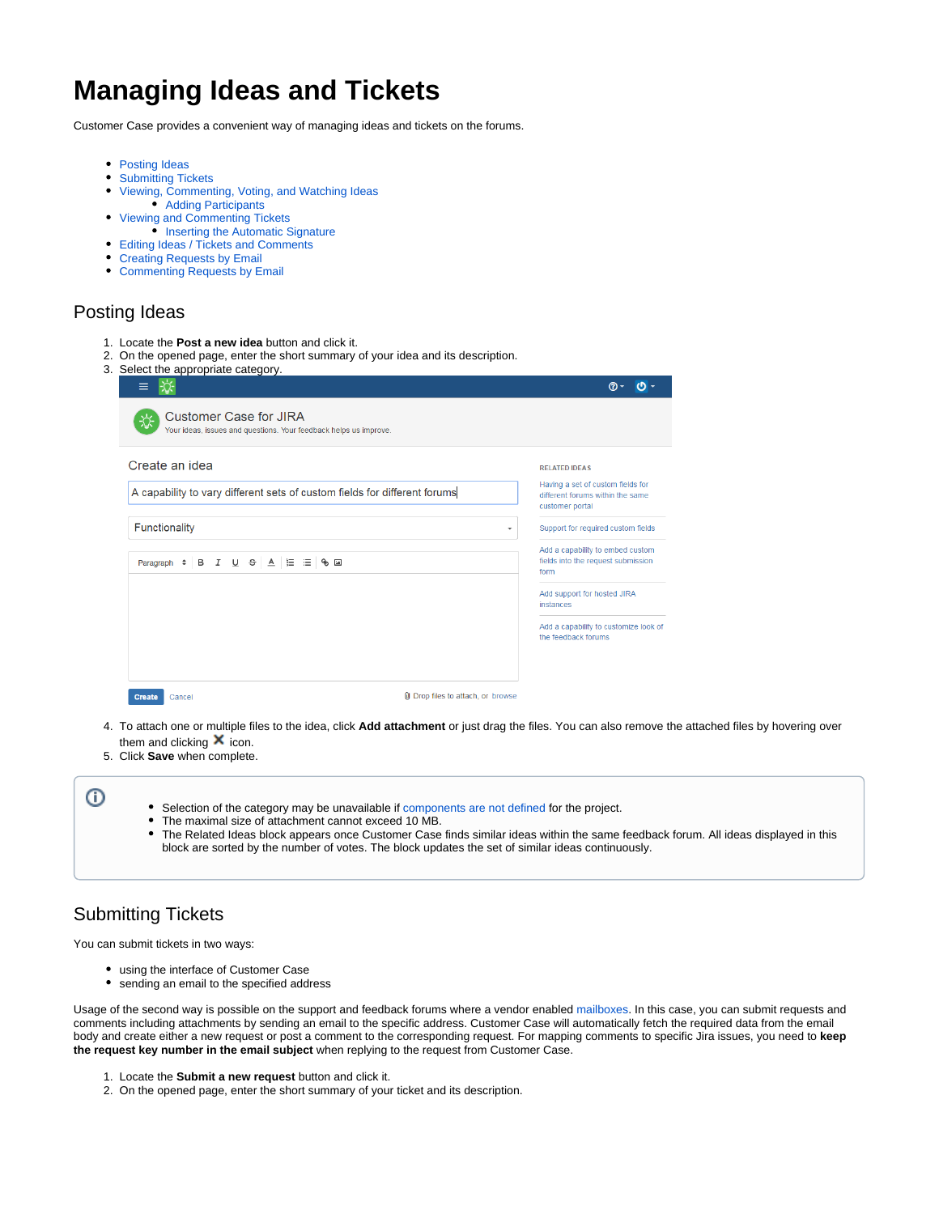# Managing Ideas and Tickets

Customer Case provides a convenient way of managing ideas and tickets on the forums.

- Posting Ideas
- Submitting Tickets
- Viewing, Commenting, Voting, and Watching Ideas
  - Adding Participants
- Viewing and Commenting Tickets
  - Inserting the Automatic Signature
- Editing Ideas / Tickets and Comments
- Creating Requests by Email
- Commenting Requests by Email

## Posting Ideas

1. Locate the **Post a new idea** button and click it.
2. On the opened page, enter the short summary of your idea and its description.
3. Select the appropriate category.
4. To attach one or multiple files to the idea, click **Add attachment** or just drag the files. You can also remove the attached files by hovering over them and clicking ✖ icon.
5. Click **Save** when complete.

- Selection of the category may be unavailable if components are not defined for the project.
- The maximal size of attachment cannot exceed 10 MB.
- The Related Ideas block appears once Customer Case finds similar ideas within the same feedback forum. All ideas displayed in this block are sorted by the number of votes. The block updates the set of similar ideas continuously.

## Submitting Tickets

You can submit tickets in two ways:

- using the interface of Customer Case
- sending an email to the specified address

Usage of the second way is possible on the support and feedback forums where a vendor enabled mailboxes. In this case, you can submit requests and comments including attachments by sending an email to the specific address. Customer Case will automatically fetch the required data from the email body and create either a new request or post a comment to the corresponding request. For mapping comments to specific Jira issues, you need to **keep the request key number in the email subject** when replying to the request from Customer Case.

1. Locate the **Submit a new request** button and click it.
2. On the opened page, enter the short summary of your ticket and its description.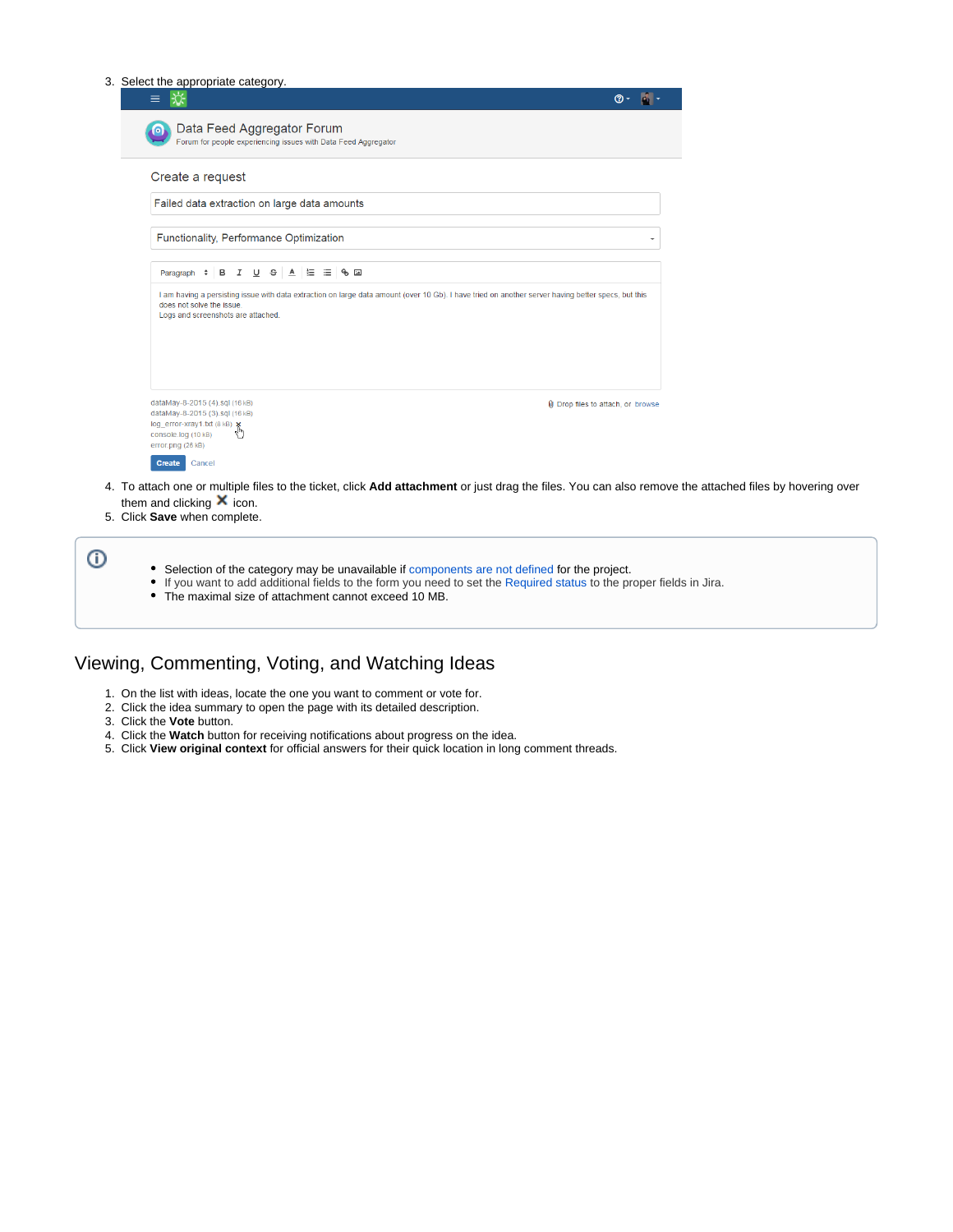3. Select the appropriate category.

4. To attach one or multiple files to the ticket, click **Add attachment** or just drag the files. You can also remove the attached files by hovering over them and clicking ✖ icon.
5. Click **Save** when complete.

- Selection of the category may be unavailable if components are not defined for the project.
- If you want to add additional fields to the form you need to set the Required status to the proper fields in Jira.
- The maximal size of attachment cannot exceed 10 MB.

## Viewing, Commenting, Voting, and Watching Ideas

1. On the list with ideas, locate the one you want to comment or vote for.
2. Click the idea summary to open the page with its detailed description.
3. Click the **Vote** button.
4. Click the **Watch** button for receiving notifications about progress on the idea.
5. Click **View original context** for official answers for their quick location in long comment threads.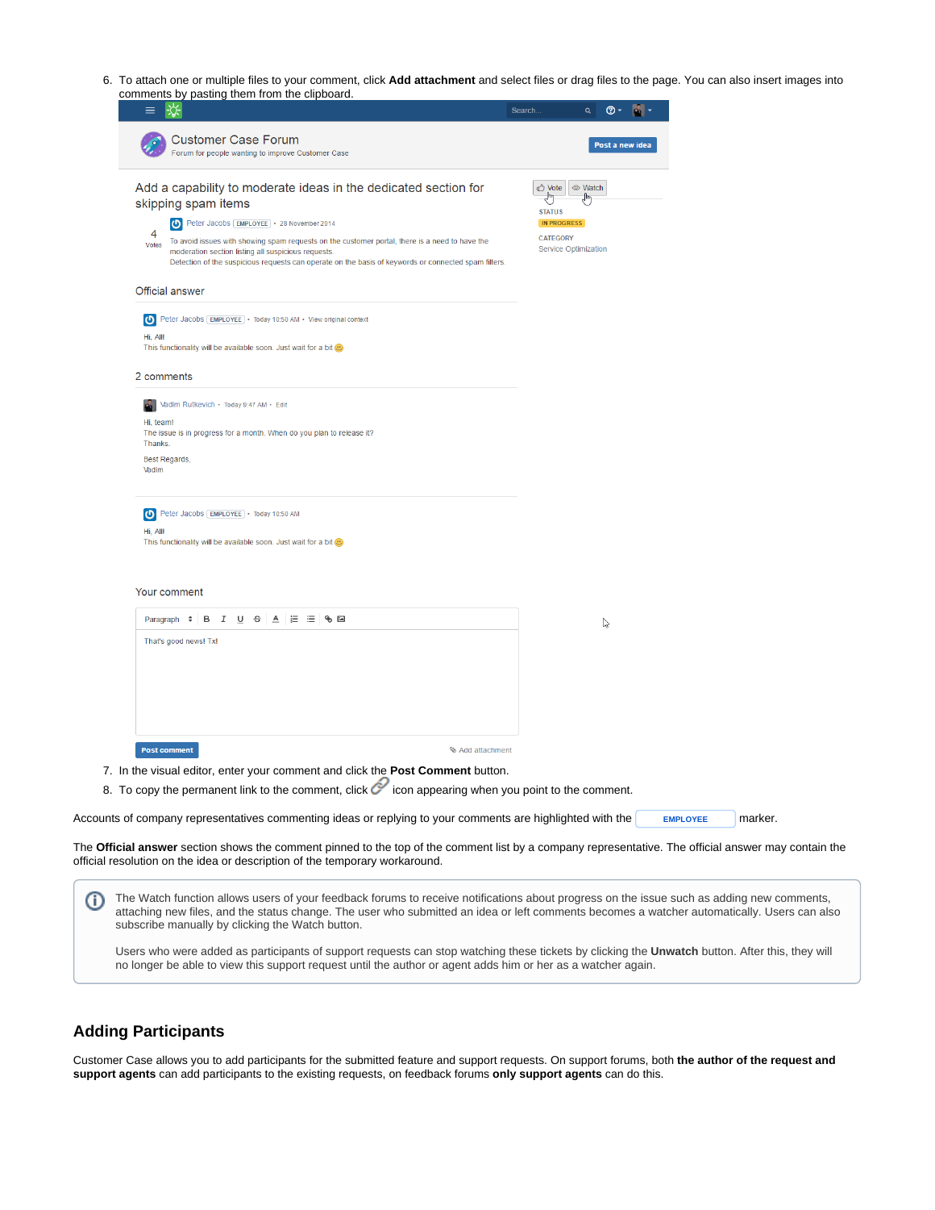6. To attach one or multiple files to your comment, click **Add attachment** and select files or drag files to the page. You can also insert images into comments by pasting them from the clipboard.

7. In the visual editor, enter your comment and click the **Post Comment** button.
8. To copy the permanent link to the comment, click icon appearing when you point to the comment.

Accounts of company representatives commenting ideas or replying to your comments are highlighted with the EMPLOYEE marker.

The **Official answer** section shows the comment pinned to the top of the comment list by a company representative. The official answer may contain the official resolution on the idea or description of the temporary workaround.

> The Watch function allows users of your feedback forums to receive notifications about progress on the issue such as adding new comments, attaching new files, and the status change. The user who submitted an idea or left comments becomes a watcher automatically. Users can also subscribe manually by clicking the Watch button.
>
> Users who were added as participants of support requests can stop watching these tickets by clicking the **Unwatch** button. After this, they will no longer be able to view this support request until the author or agent adds him or her as a watcher again.

## Adding Participants

Customer Case allows you to add participants for the submitted feature and support requests. On support forums, both **the author of the request and support agents** can add participants to the existing requests, on feedback forums **only support agents** can do this.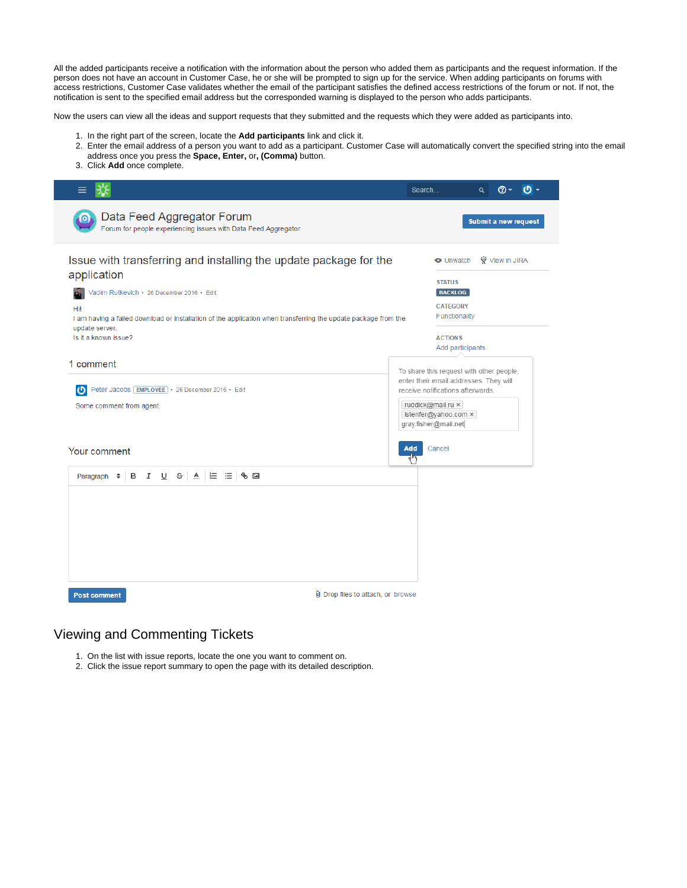All the added participants receive a notification with the information about the person who added them as participants and the request information. If the person does not have an account in Customer Case, he or she will be prompted to sign up for the service. When adding participants on forums with access restrictions, Customer Case validates whether the email of the participant satisfies the defined access restrictions of the forum or not. If not, the notification is sent to the specified email address but the corresponded warning is displayed to the person who adds participants.

Now the users can view all the ideas and support requests that they submitted and the requests which they were added as participants into.

1. In the right part of the screen, locate the **Add participants** link and click it.
2. Enter the email address of a person you want to add as a participant. Customer Case will automatically convert the specified string into the email address once you press the **Space, Enter,** or**, (Comma)** button.
3. Click **Add** once complete.

## Viewing and Commenting Tickets

1. On the list with issue reports, locate the one you want to comment on.
2. Click the issue report summary to open the page with its detailed description.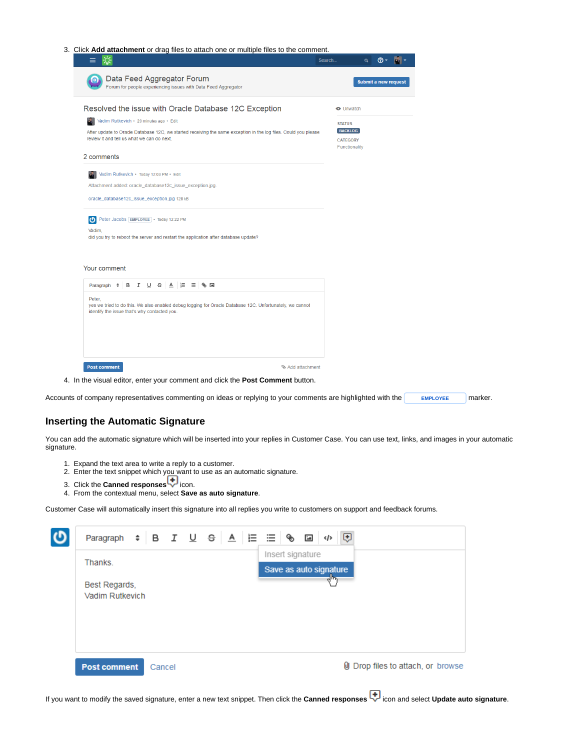3. Click **Add attachment** or drag files to attach one or multiple files to the comment.

4. In the visual editor, enter your comment and click the **Post Comment** button.

Accounts of company representatives commenting on ideas or replying to your comments are highlighted with the EMPLOYEE marker.

## Inserting the Automatic Signature

You can add the automatic signature which will be inserted into your replies in Customer Case. You can use text, links, and images in your automatic signature.

1. Expand the text area to write a reply to a customer.
2. Enter the text snippet which you want to use as an automatic signature.
3. Click the **Canned responses** icon.
4. From the contextual menu, select **Save as auto signature**.

Customer Case will automatically insert this signature into all replies you write to customers on support and feedback forums.

If you want to modify the saved signature, enter a new text snippet. Then click the **Canned responses** icon and select **Update auto signature**.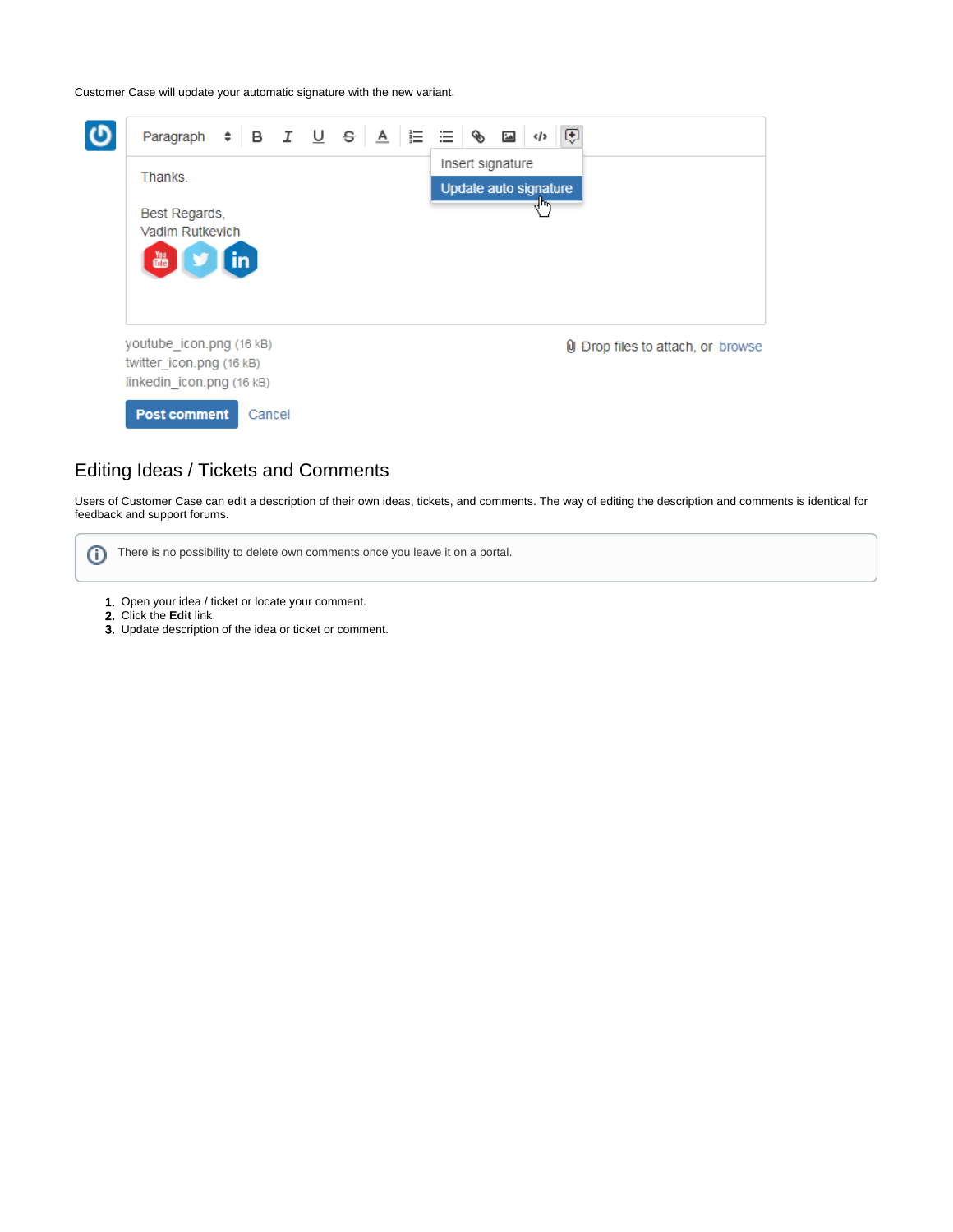Customer Case will update your automatic signature with the new variant.

## Editing Ideas / Tickets and Comments

Users of Customer Case can edit a description of their own ideas, tickets, and comments. The way of editing the description and comments is identical for feedback and support forums.

> There is no possibility to delete own comments once you leave it on a portal.

1. Open your idea / ticket or locate your comment.
2. Click the **Edit** link.
3. Update description of the idea or ticket or comment.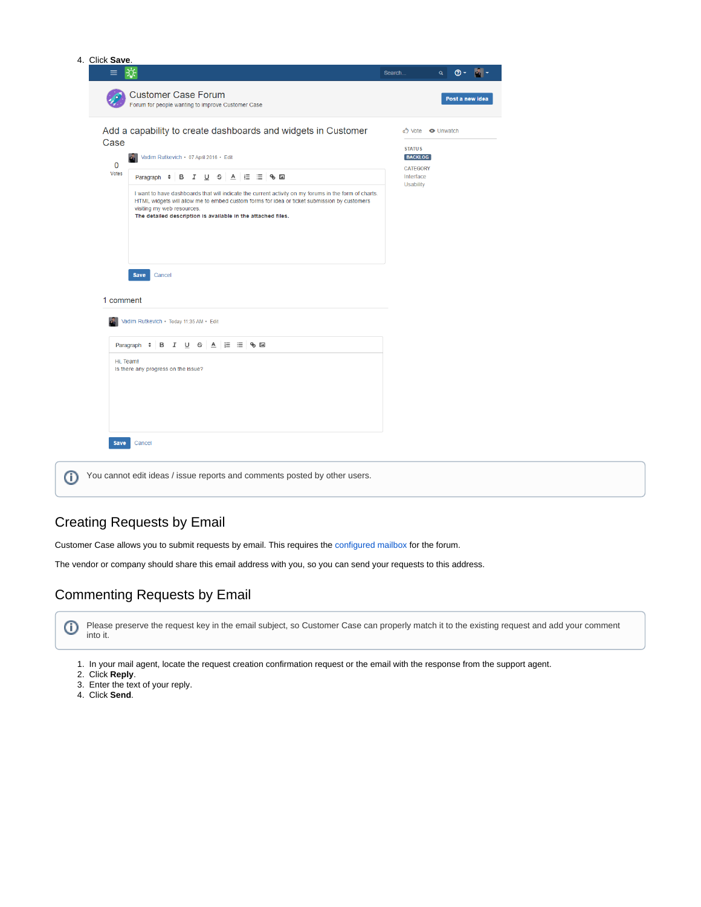4. Click **Save**.

You cannot edit ideas / issue reports and comments posted by other users.

## Creating Requests by Email

Customer Case allows you to submit requests by email. This requires the configured mailbox for the forum.

The vendor or company should share this email address with you, so you can send your requests to this address.

## Commenting Requests by Email

Please preserve the request key in the email subject, so Customer Case can properly match it to the existing request and add your comment into it.

1. In your mail agent, locate the request creation confirmation request or the email with the response from the support agent.
2. Click **Reply**.
3. Enter the text of your reply.
4. Click **Send**.